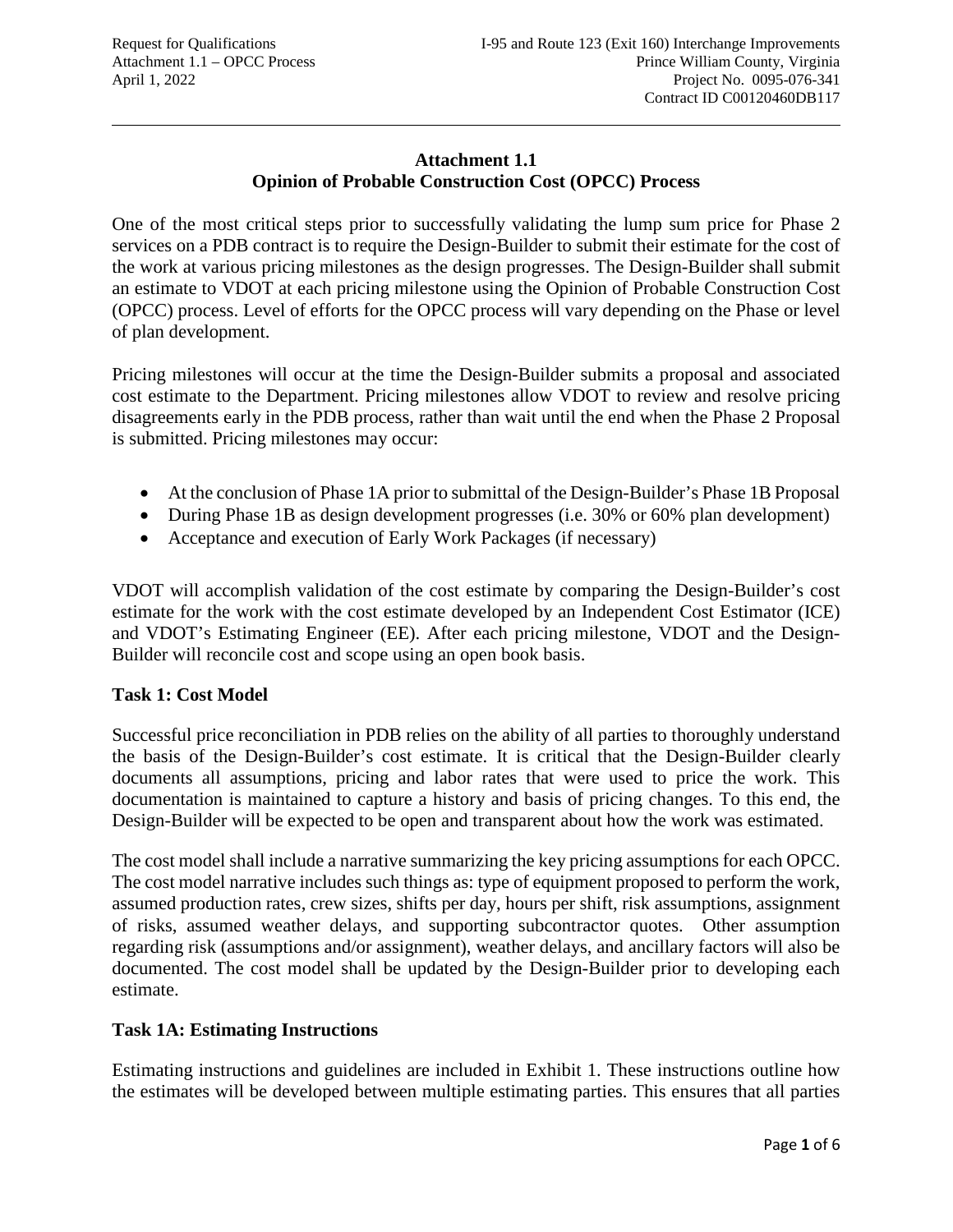# Attachment 1.1
# Opinion of Probable Construction Cost (OPCC) Process

One of the most critical steps prior to successfully validating the lump sum price for Phase 2 services on a PDB contract is to require the Design-Builder to submit their estimate for the cost of the work at various pricing milestones as the design progresses. The Design-Builder shall submit an estimate to VDOT at each pricing milestone using the Opinion of Probable Construction Cost (OPCC) process. Level of efforts for the OPCC process will vary depending on the Phase or level of plan development.

Pricing milestones will occur at the time the Design-Builder submits a proposal and associated cost estimate to the Department. Pricing milestones allow VDOT to review and resolve pricing disagreements early in the PDB process, rather than wait until the end when the Phase 2 Proposal is submitted. Pricing milestones may occur:

- At the conclusion of Phase 1A prior to submittal of the Design-Builder's Phase 1B Proposal
- During Phase 1B as design development progresses (i.e. 30% or 60% plan development)
- Acceptance and execution of Early Work Packages (if necessary)

VDOT will accomplish validation of the cost estimate by comparing the Design-Builder's cost estimate for the work with the cost estimate developed by an Independent Cost Estimator (ICE) and VDOT's Estimating Engineer (EE). After each pricing milestone, VDOT and the Design-Builder will reconcile cost and scope using an open book basis.

### Task 1: Cost Model

Successful price reconciliation in PDB relies on the ability of all parties to thoroughly understand the basis of the Design-Builder's cost estimate. It is critical that the Design-Builder clearly documents all assumptions, pricing and labor rates that were used to price the work. This documentation is maintained to capture a history and basis of pricing changes. To this end, the Design-Builder will be expected to be open and transparent about how the work was estimated.

The cost model shall include a narrative summarizing the key pricing assumptions for each OPCC. The cost model narrative includes such things as: type of equipment proposed to perform the work, assumed production rates, crew sizes, shifts per day, hours per shift, risk assumptions, assignment of risks, assumed weather delays, and supporting subcontractor quotes. Other assumption regarding risk (assumptions and/or assignment), weather delays, and ancillary factors will also be documented. The cost model shall be updated by the Design-Builder prior to developing each estimate.

### Task 1A: Estimating Instructions

Estimating instructions and guidelines are included in Exhibit 1. These instructions outline how the estimates will be developed between multiple estimating parties. This ensures that all parties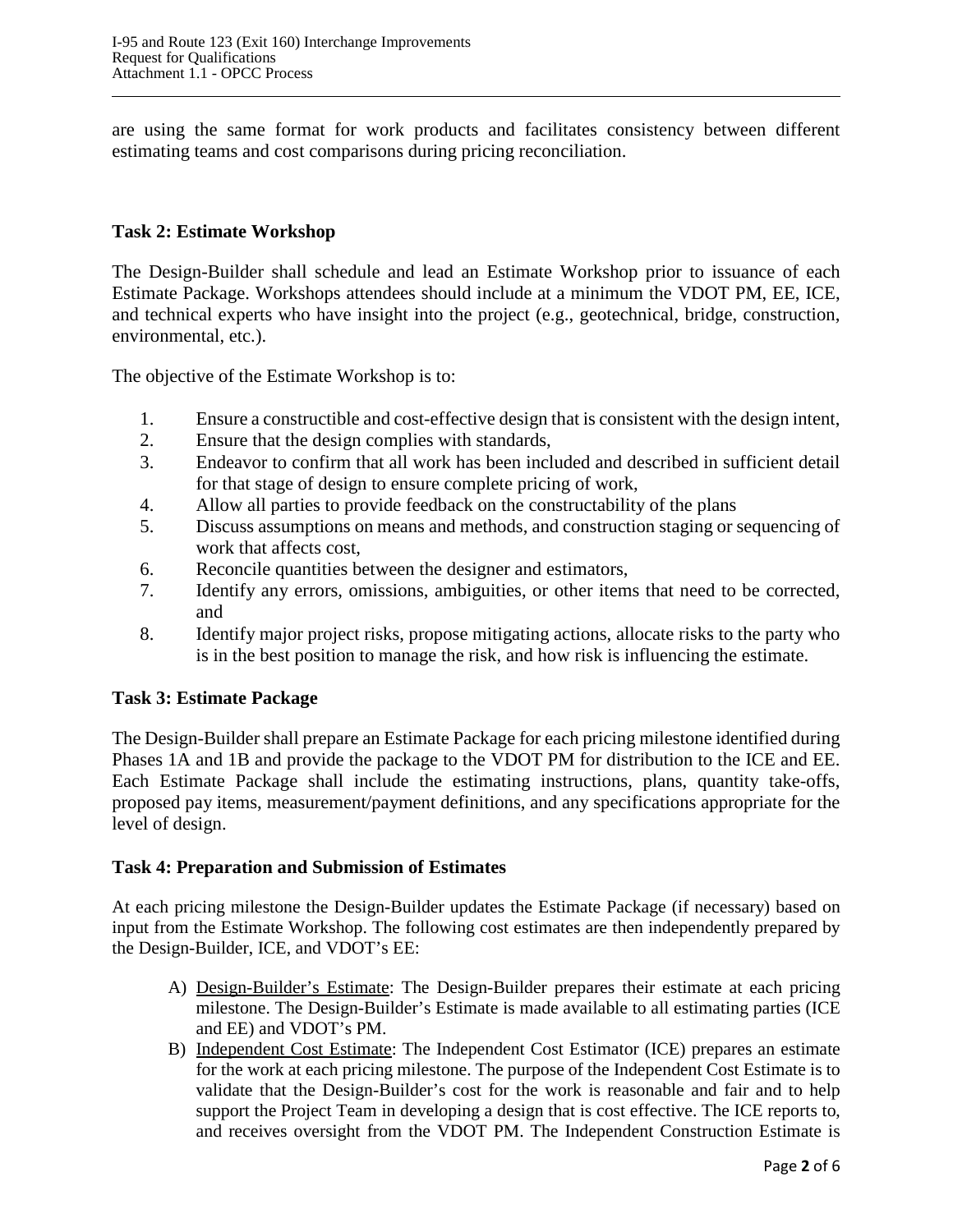are using the same format for work products and facilitates consistency between different estimating teams and cost comparisons during pricing reconciliation.

**Task 2: Estimate Workshop**

The Design-Builder shall schedule and lead an Estimate Workshop prior to issuance of each Estimate Package. Workshops attendees should include at a minimum the VDOT PM, EE, ICE, and technical experts who have insight into the project (e.g., geotechnical, bridge, construction, environmental, etc.).

The objective of the Estimate Workshop is to:

1. Ensure a constructible and cost-effective design that is consistent with the design intent,
2. Ensure that the design complies with standards,
3. Endeavor to confirm that all work has been included and described in sufficient detail for that stage of design to ensure complete pricing of work,
4. Allow all parties to provide feedback on the constructability of the plans
5. Discuss assumptions on means and methods, and construction staging or sequencing of work that affects cost,
6. Reconcile quantities between the designer and estimators,
7. Identify any errors, omissions, ambiguities, or other items that need to be corrected, and
8. Identify major project risks, propose mitigating actions, allocate risks to the party who is in the best position to manage the risk, and how risk is influencing the estimate.

**Task 3: Estimate Package**

The Design-Builder shall prepare an Estimate Package for each pricing milestone identified during Phases 1A and 1B and provide the package to the VDOT PM for distribution to the ICE and EE. Each Estimate Package shall include the estimating instructions, plans, quantity take-offs, proposed pay items, measurement/payment definitions, and any specifications appropriate for the level of design.

**Task 4: Preparation and Submission of Estimates**

At each pricing milestone the Design-Builder updates the Estimate Package (if necessary) based on input from the Estimate Workshop. The following cost estimates are then independently prepared by the Design-Builder, ICE, and VDOT's EE:

A) Design-Builder's Estimate: The Design-Builder prepares their estimate at each pricing milestone. The Design-Builder's Estimate is made available to all estimating parties (ICE and EE) and VDOT's PM.
B) Independent Cost Estimate: The Independent Cost Estimator (ICE) prepares an estimate for the work at each pricing milestone. The purpose of the Independent Cost Estimate is to validate that the Design-Builder's cost for the work is reasonable and fair and to help support the Project Team in developing a design that is cost effective. The ICE reports to, and receives oversight from the VDOT PM. The Independent Construction Estimate is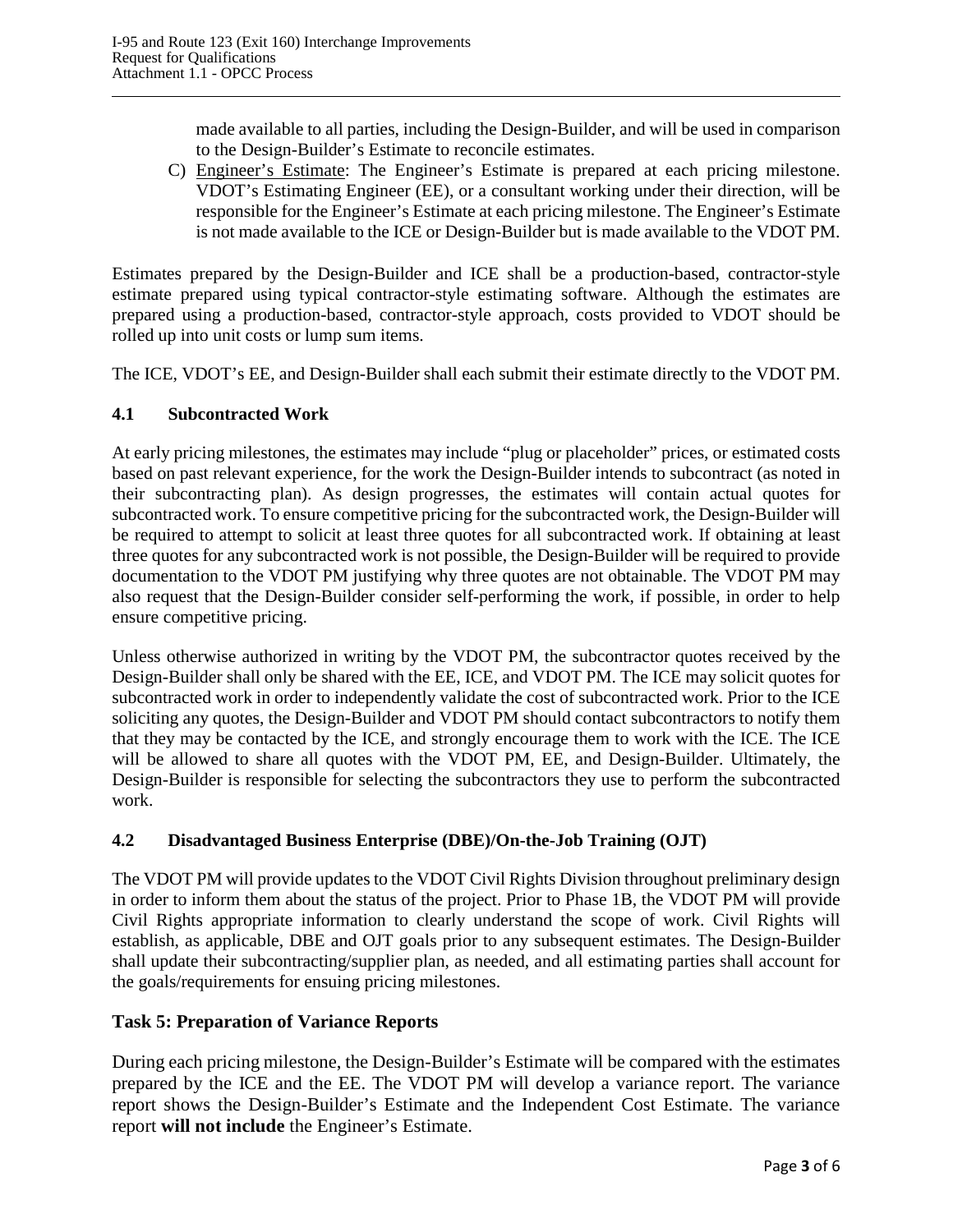made available to all parties, including the Design-Builder, and will be used in comparison to the Design-Builder's Estimate to reconcile estimates.

C) Engineer's Estimate: The Engineer's Estimate is prepared at each pricing milestone. VDOT's Estimating Engineer (EE), or a consultant working under their direction, will be responsible for the Engineer's Estimate at each pricing milestone. The Engineer's Estimate is not made available to the ICE or Design-Builder but is made available to the VDOT PM.

Estimates prepared by the Design-Builder and ICE shall be a production-based, contractor-style estimate prepared using typical contractor-style estimating software. Although the estimates are prepared using a production-based, contractor-style approach, costs provided to VDOT should be rolled up into unit costs or lump sum items.

The ICE, VDOT's EE, and Design-Builder shall each submit their estimate directly to the VDOT PM.

### 4.1 Subcontracted Work

At early pricing milestones, the estimates may include "plug or placeholder" prices, or estimated costs based on past relevant experience, for the work the Design-Builder intends to subcontract (as noted in their subcontracting plan). As design progresses, the estimates will contain actual quotes for subcontracted work. To ensure competitive pricing for the subcontracted work, the Design-Builder will be required to attempt to solicit at least three quotes for all subcontracted work. If obtaining at least three quotes for any subcontracted work is not possible, the Design-Builder will be required to provide documentation to the VDOT PM justifying why three quotes are not obtainable. The VDOT PM may also request that the Design-Builder consider self-performing the work, if possible, in order to help ensure competitive pricing.

Unless otherwise authorized in writing by the VDOT PM, the subcontractor quotes received by the Design-Builder shall only be shared with the EE, ICE, and VDOT PM. The ICE may solicit quotes for subcontracted work in order to independently validate the cost of subcontracted work. Prior to the ICE soliciting any quotes, the Design-Builder and VDOT PM should contact subcontractors to notify them that they may be contacted by the ICE, and strongly encourage them to work with the ICE. The ICE will be allowed to share all quotes with the VDOT PM, EE, and Design-Builder. Ultimately, the Design-Builder is responsible for selecting the subcontractors they use to perform the subcontracted work.

### 4.2 Disadvantaged Business Enterprise (DBE)/On-the-Job Training (OJT)

The VDOT PM will provide updates to the VDOT Civil Rights Division throughout preliminary design in order to inform them about the status of the project. Prior to Phase 1B, the VDOT PM will provide Civil Rights appropriate information to clearly understand the scope of work. Civil Rights will establish, as applicable, DBE and OJT goals prior to any subsequent estimates. The Design-Builder shall update their subcontracting/supplier plan, as needed, and all estimating parties shall account for the goals/requirements for ensuing pricing milestones.

## Task 5: Preparation of Variance Reports

During each pricing milestone, the Design-Builder's Estimate will be compared with the estimates prepared by the ICE and the EE. The VDOT PM will develop a variance report. The variance report shows the Design-Builder's Estimate and the Independent Cost Estimate. The variance report **will not include** the Engineer's Estimate.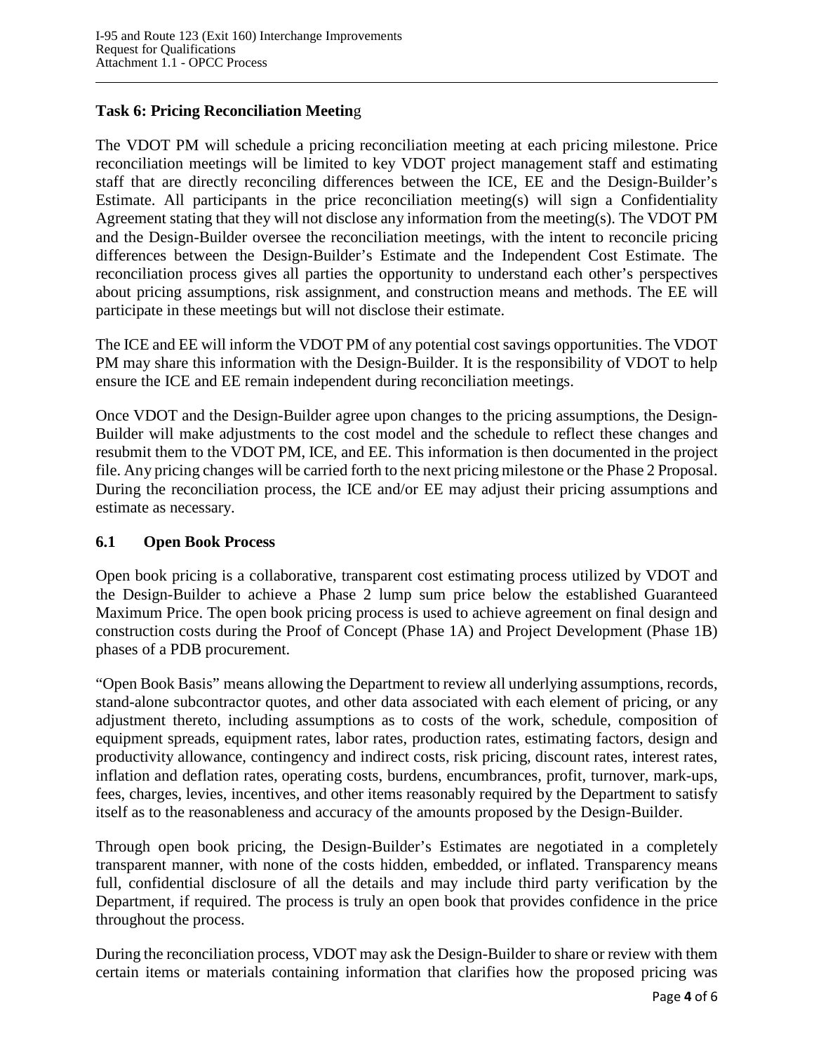### Task 6: Pricing Reconciliation Meeting

The VDOT PM will schedule a pricing reconciliation meeting at each pricing milestone. Price reconciliation meetings will be limited to key VDOT project management staff and estimating staff that are directly reconciling differences between the ICE, EE and the Design-Builder's Estimate. All participants in the price reconciliation meeting(s) will sign a Confidentiality Agreement stating that they will not disclose any information from the meeting(s). The VDOT PM and the Design-Builder oversee the reconciliation meetings, with the intent to reconcile pricing differences between the Design-Builder's Estimate and the Independent Cost Estimate. The reconciliation process gives all parties the opportunity to understand each other's perspectives about pricing assumptions, risk assignment, and construction means and methods. The EE will participate in these meetings but will not disclose their estimate.

The ICE and EE will inform the VDOT PM of any potential cost savings opportunities. The VDOT PM may share this information with the Design-Builder. It is the responsibility of VDOT to help ensure the ICE and EE remain independent during reconciliation meetings.

Once VDOT and the Design-Builder agree upon changes to the pricing assumptions, the Design-Builder will make adjustments to the cost model and the schedule to reflect these changes and resubmit them to the VDOT PM, ICE, and EE. This information is then documented in the project file. Any pricing changes will be carried forth to the next pricing milestone or the Phase 2 Proposal. During the reconciliation process, the ICE and/or EE may adjust their pricing assumptions and estimate as necessary.

### 6.1 Open Book Process

Open book pricing is a collaborative, transparent cost estimating process utilized by VDOT and the Design-Builder to achieve a Phase 2 lump sum price below the established Guaranteed Maximum Price. The open book pricing process is used to achieve agreement on final design and construction costs during the Proof of Concept (Phase 1A) and Project Development (Phase 1B) phases of a PDB procurement.

"Open Book Basis" means allowing the Department to review all underlying assumptions, records, stand-alone subcontractor quotes, and other data associated with each element of pricing, or any adjustment thereto, including assumptions as to costs of the work, schedule, composition of equipment spreads, equipment rates, labor rates, production rates, estimating factors, design and productivity allowance, contingency and indirect costs, risk pricing, discount rates, interest rates, inflation and deflation rates, operating costs, burdens, encumbrances, profit, turnover, mark-ups, fees, charges, levies, incentives, and other items reasonably required by the Department to satisfy itself as to the reasonableness and accuracy of the amounts proposed by the Design-Builder.

Through open book pricing, the Design-Builder's Estimates are negotiated in a completely transparent manner, with none of the costs hidden, embedded, or inflated. Transparency means full, confidential disclosure of all the details and may include third party verification by the Department, if required. The process is truly an open book that provides confidence in the price throughout the process.

During the reconciliation process, VDOT may ask the Design-Builder to share or review with them certain items or materials containing information that clarifies how the proposed pricing was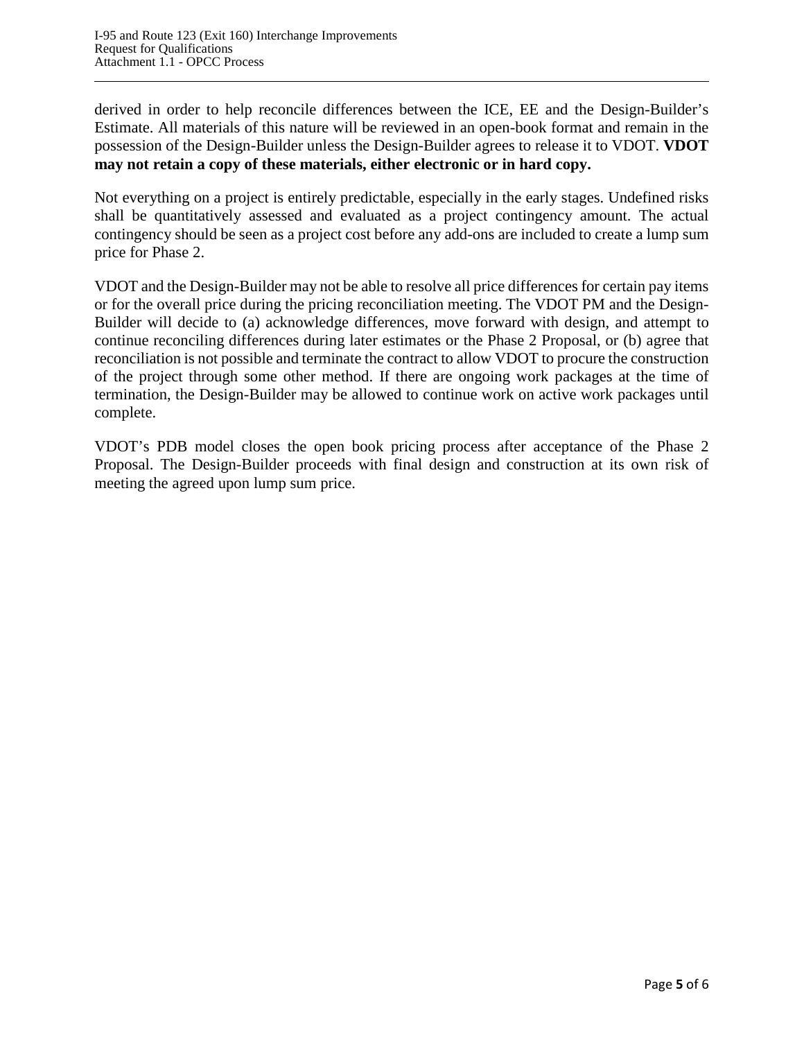derived in order to help reconcile differences between the ICE, EE and the Design-Builder's Estimate. All materials of this nature will be reviewed in an open-book format and remain in the possession of the Design-Builder unless the Design-Builder agrees to release it to VDOT. **VDOT may not retain a copy of these materials, either electronic or in hard copy.**

Not everything on a project is entirely predictable, especially in the early stages. Undefined risks shall be quantitatively assessed and evaluated as a project contingency amount. The actual contingency should be seen as a project cost before any add-ons are included to create a lump sum price for Phase 2.

VDOT and the Design-Builder may not be able to resolve all price differences for certain pay items or for the overall price during the pricing reconciliation meeting. The VDOT PM and the Design-Builder will decide to (a) acknowledge differences, move forward with design, and attempt to continue reconciling differences during later estimates or the Phase 2 Proposal, or (b) agree that reconciliation is not possible and terminate the contract to allow VDOT to procure the construction of the project through some other method. If there are ongoing work packages at the time of termination, the Design-Builder may be allowed to continue work on active work packages until complete.

VDOT's PDB model closes the open book pricing process after acceptance of the Phase 2 Proposal. The Design-Builder proceeds with final design and construction at its own risk of meeting the agreed upon lump sum price.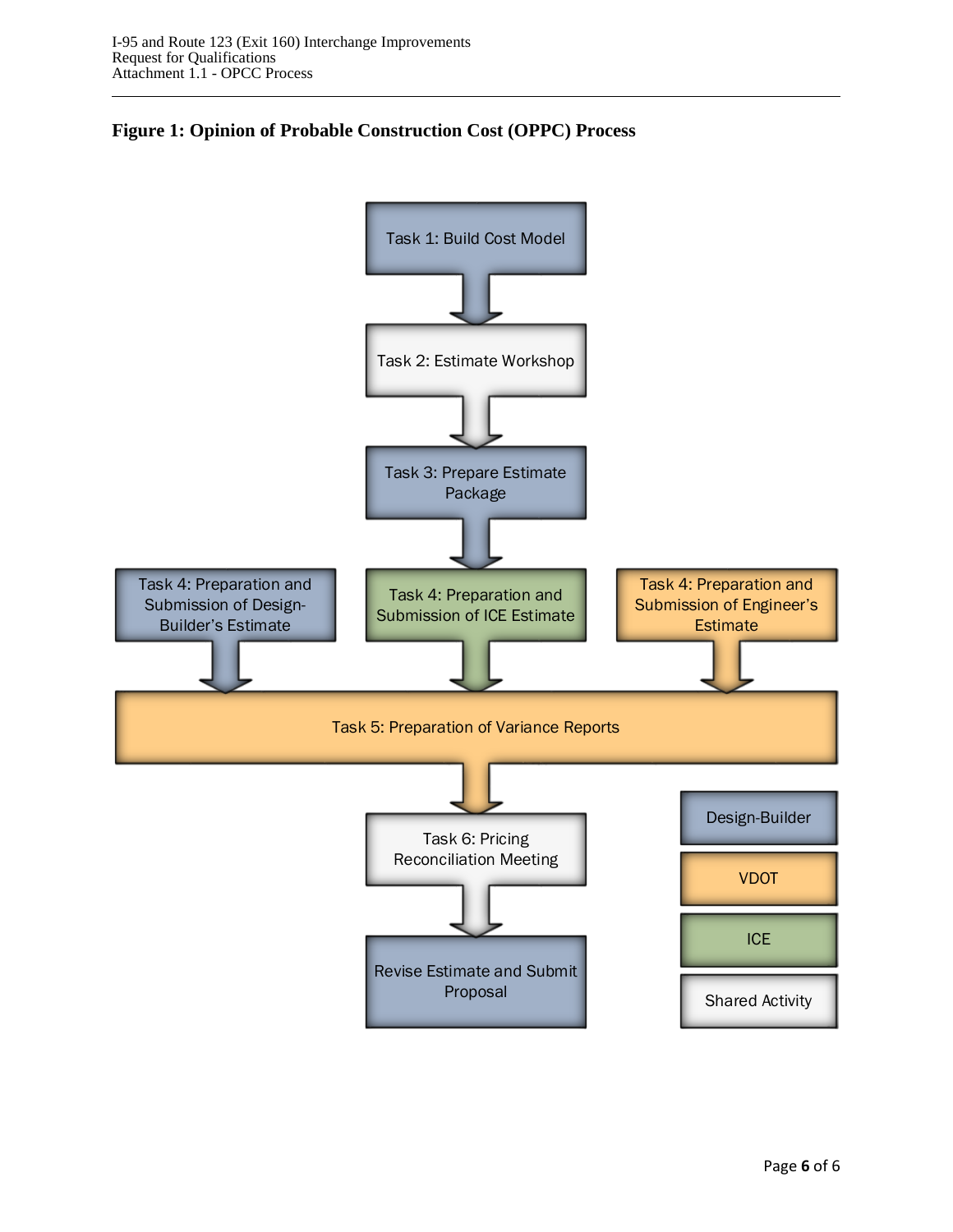**Figure 1: Opinion of Probable Construction Cost (OPPC) Process**

Task 1: Build Cost Model

Task 2: Estimate Workshop

Task 3: Prepare Estimate Package

Task 4: Preparation and Submission of Design-Builder's Estimate

Task 4: Preparation and Submission of ICE Estimate

Task 4: Preparation and Submission of Engineer's Estimate

Task 5: Preparation of Variance Reports

Task 6: Pricing Reconciliation Meeting

Revise Estimate and Submit Proposal

Design-Builder

VDOT

ICE

Shared Activity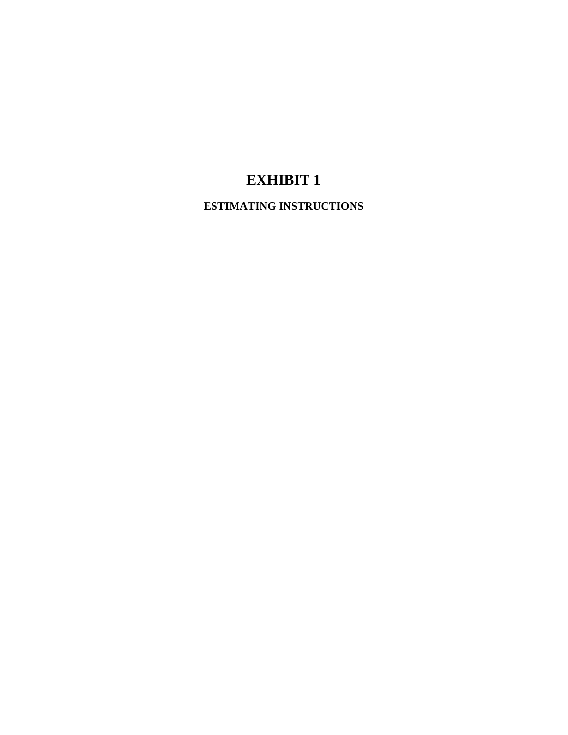# EXHIBIT 1

## ESTIMATING INSTRUCTIONS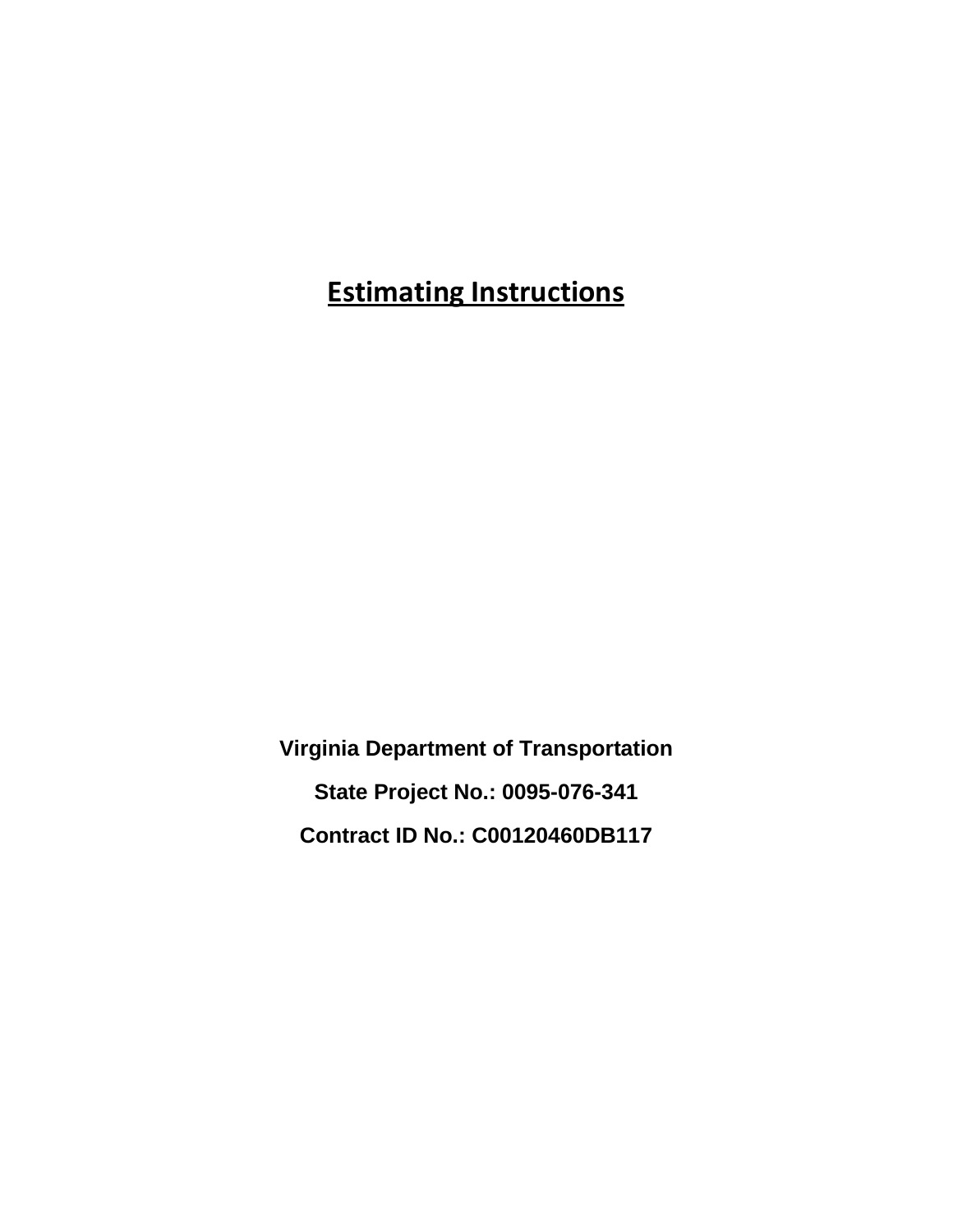# Estimating Instructions

**Virginia Department of Transportation**

**State Project No.: 0095-076-341**

**Contract ID No.: C00120460DB117**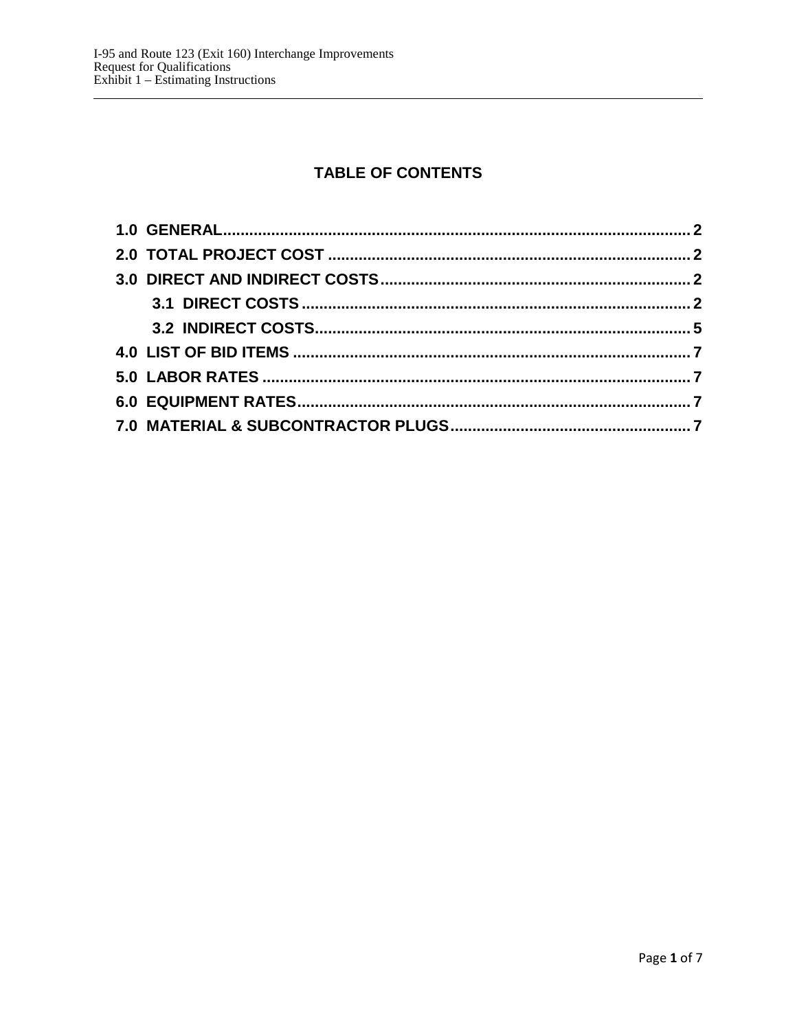## TABLE OF CONTENTS

**1.0 GENERAL** .......... 2

**2.0 TOTAL PROJECT COST** .......... 2

**3.0 DIRECT AND INDIRECT COSTS** .......... 2

- **3.1 DIRECT COSTS** .......... 2
- **3.2 INDIRECT COSTS** .......... 5

**4.0 LIST OF BID ITEMS** .......... 7

**5.0 LABOR RATES** .......... 7

**6.0 EQUIPMENT RATES** .......... 7

**7.0 MATERIAL & SUBCONTRACTOR PLUGS** .......... 7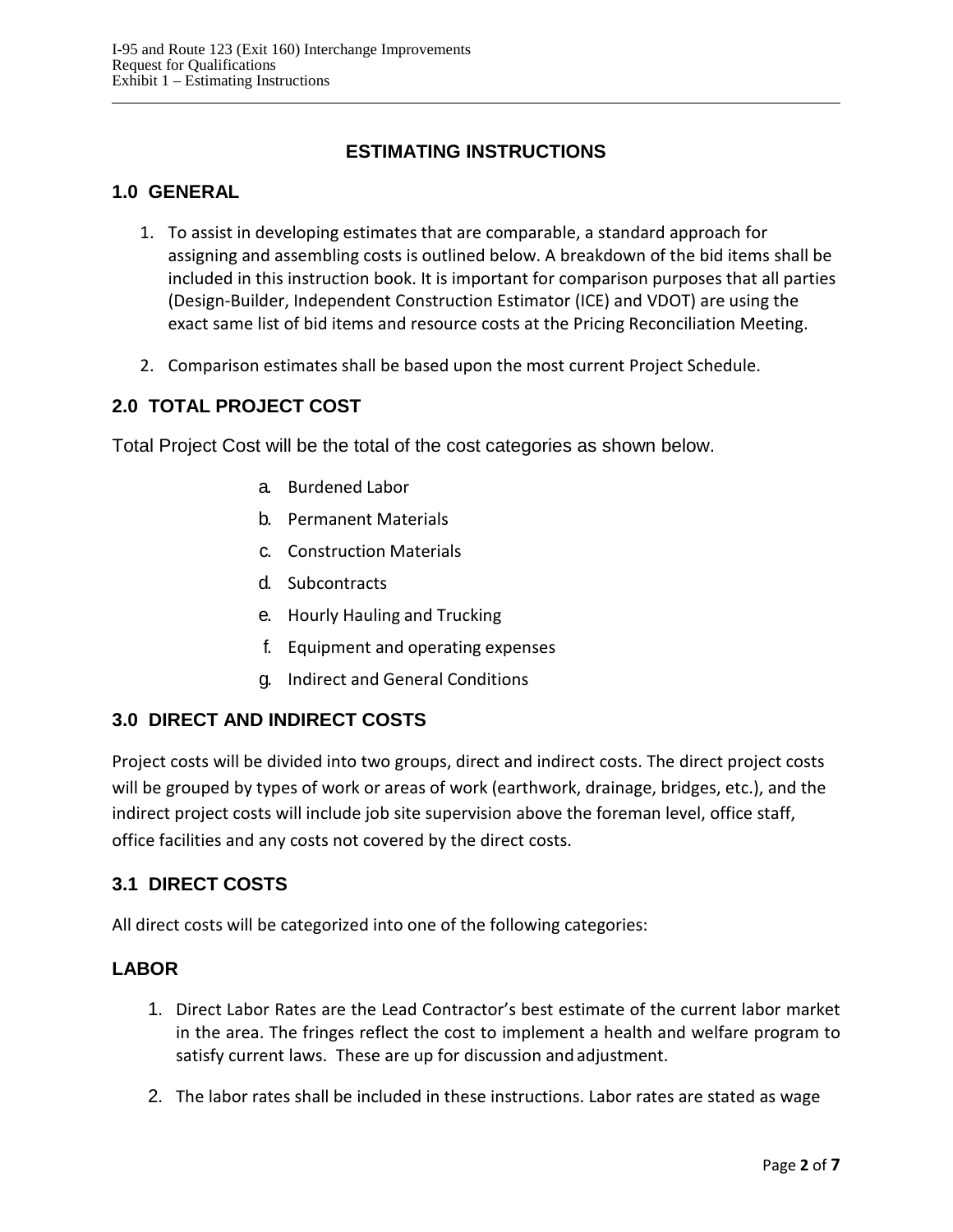# ESTIMATING INSTRUCTIONS

## 1.0 GENERAL

1. To assist in developing estimates that are comparable, a standard approach for assigning and assembling costs is outlined below. A breakdown of the bid items shall be included in this instruction book. It is important for comparison purposes that all parties (Design-Builder, Independent Construction Estimator (ICE) and VDOT) are using the exact same list of bid items and resource costs at the Pricing Reconciliation Meeting.

2. Comparison estimates shall be based upon the most current Project Schedule.

## 2.0 TOTAL PROJECT COST

Total Project Cost will be the total of the cost categories as shown below.

a. Burdened Labor
b. Permanent Materials
c. Construction Materials
d. Subcontracts
e. Hourly Hauling and Trucking
f. Equipment and operating expenses
g. Indirect and General Conditions

## 3.0 DIRECT AND INDIRECT COSTS

Project costs will be divided into two groups, direct and indirect costs. The direct project costs will be grouped by types of work or areas of work (earthwork, drainage, bridges, etc.), and the indirect project costs will include job site supervision above the foreman level, office staff, office facilities and any costs not covered by the direct costs.

## 3.1 DIRECT COSTS

All direct costs will be categorized into one of the following categories:

### LABOR

1. Direct Labor Rates are the Lead Contractor's best estimate of the current labor market in the area. The fringes reflect the cost to implement a health and welfare program to satisfy current laws. These are up for discussion and adjustment.

2. The labor rates shall be included in these instructions. Labor rates are stated as wage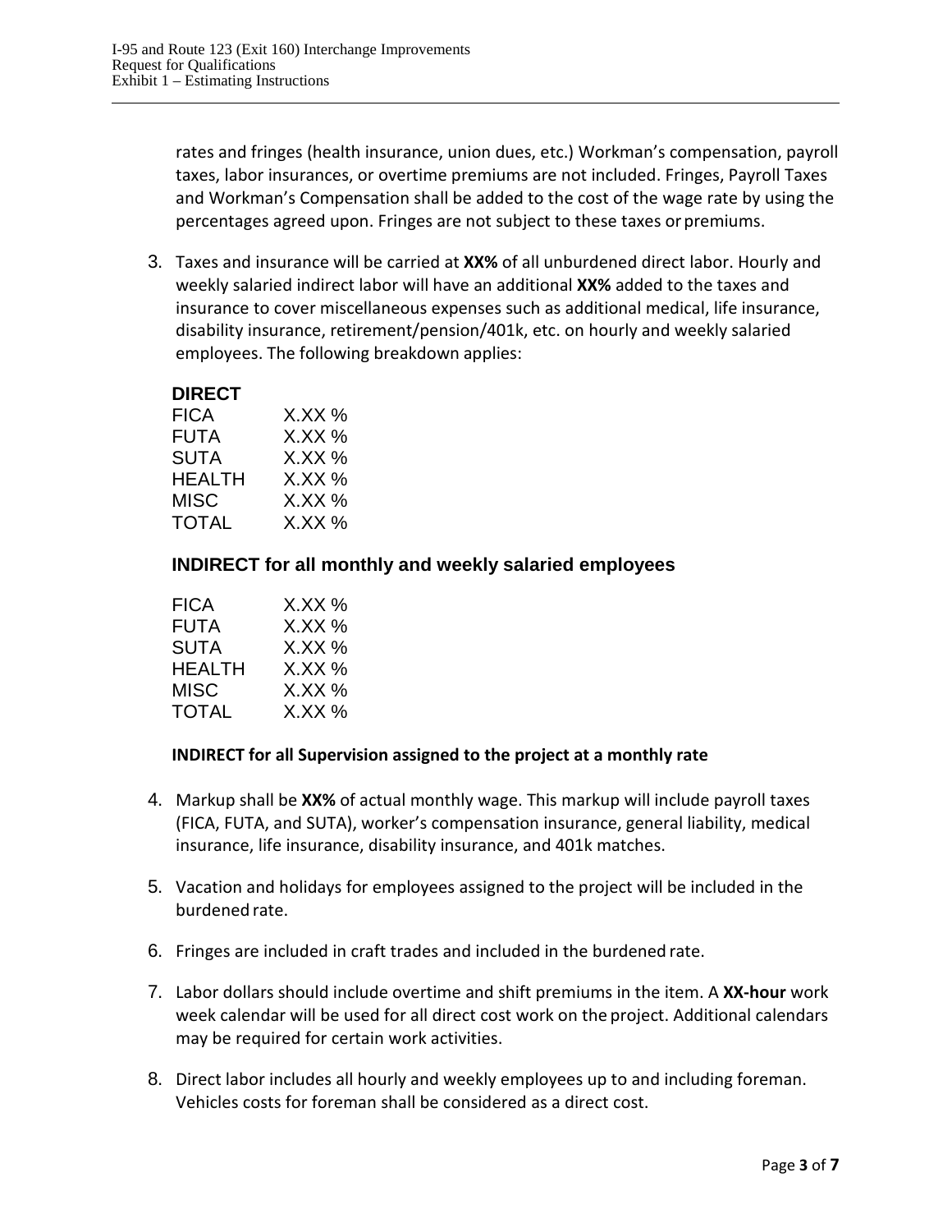rates and fringes (health insurance, union dues, etc.) Workman's compensation, payroll taxes, labor insurances, or overtime premiums are not included. Fringes, Payroll Taxes and Workman's Compensation shall be added to the cost of the wage rate by using the percentages agreed upon. Fringes are not subject to these taxes or premiums.

3. Taxes and insurance will be carried at **XX%** of all unburdened direct labor. Hourly and weekly salaried indirect labor will have an additional **XX%** added to the taxes and insurance to cover miscellaneous expenses such as additional medical, life insurance, disability insurance, retirement/pension/401k, etc. on hourly and weekly salaried employees. The following breakdown applies:

   **DIRECT**

   | | |
   |---|---|
   | FICA | X.XX % |
   | FUTA | X.XX % |
   | SUTA | X.XX % |
   | HEALTH | X.XX % |
   | MISC | X.XX % |
   | TOTAL | X.XX % |

   **INDIRECT for all monthly and weekly salaried employees**

   | | |
   |---|---|
   | FICA | X.XX % |
   | FUTA | X.XX % |
   | SUTA | X.XX % |
   | HEALTH | X.XX % |
   | MISC | X.XX % |
   | TOTAL | X.XX % |

   **INDIRECT for all Supervision assigned to the project at a monthly rate**

4. Markup shall be **XX%** of actual monthly wage. This markup will include payroll taxes (FICA, FUTA, and SUTA), worker's compensation insurance, general liability, medical insurance, life insurance, disability insurance, and 401k matches.

5. Vacation and holidays for employees assigned to the project will be included in the burdened rate.

6. Fringes are included in craft trades and included in the burdened rate.

7. Labor dollars should include overtime and shift premiums in the item. A **XX-hour** work week calendar will be used for all direct cost work on the project. Additional calendars may be required for certain work activities.

8. Direct labor includes all hourly and weekly employees up to and including foreman. Vehicles costs for foreman shall be considered as a direct cost.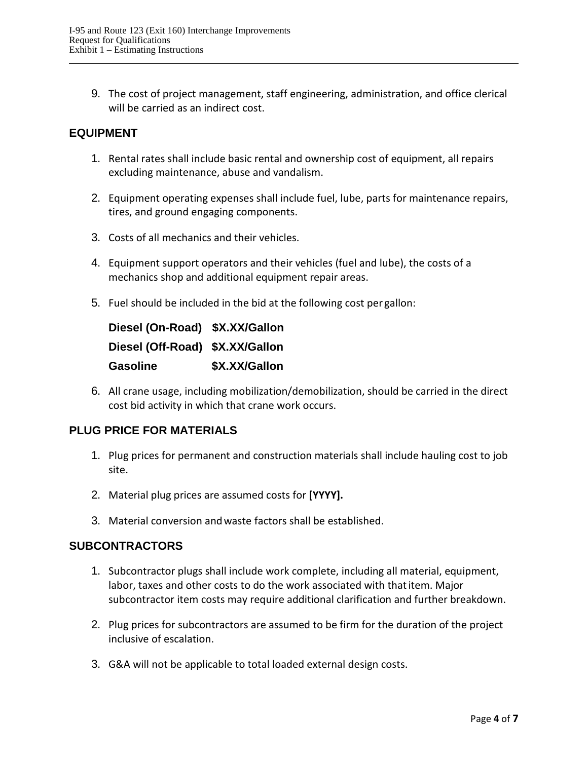9. The cost of project management, staff engineering, administration, and office clerical will be carried as an indirect cost.

## EQUIPMENT

1. Rental rates shall include basic rental and ownership cost of equipment, all repairs excluding maintenance, abuse and vandalism.

2. Equipment operating expenses shall include fuel, lube, parts for maintenance repairs, tires, and ground engaging components.

3. Costs of all mechanics and their vehicles.

4. Equipment support operators and their vehicles (fuel and lube), the costs of a mechanics shop and additional equipment repair areas.

5. Fuel should be included in the bid at the following cost per gallon:

   **Diesel (On-Road) $X.XX/Gallon**

   **Diesel (Off-Road) $X.XX/Gallon**

   **Gasoline $X.XX/Gallon**

6. All crane usage, including mobilization/demobilization, should be carried in the direct cost bid activity in which that crane work occurs.

## PLUG PRICE FOR MATERIALS

1. Plug prices for permanent and construction materials shall include hauling cost to job site.

2. Material plug prices are assumed costs for **[YYYY].**

3. Material conversion and waste factors shall be established.

## SUBCONTRACTORS

1. Subcontractor plugs shall include work complete, including all material, equipment, labor, taxes and other costs to do the work associated with that item. Major subcontractor item costs may require additional clarification and further breakdown.

2. Plug prices for subcontractors are assumed to be firm for the duration of the project inclusive of escalation.

3. G&A will not be applicable to total loaded external design costs.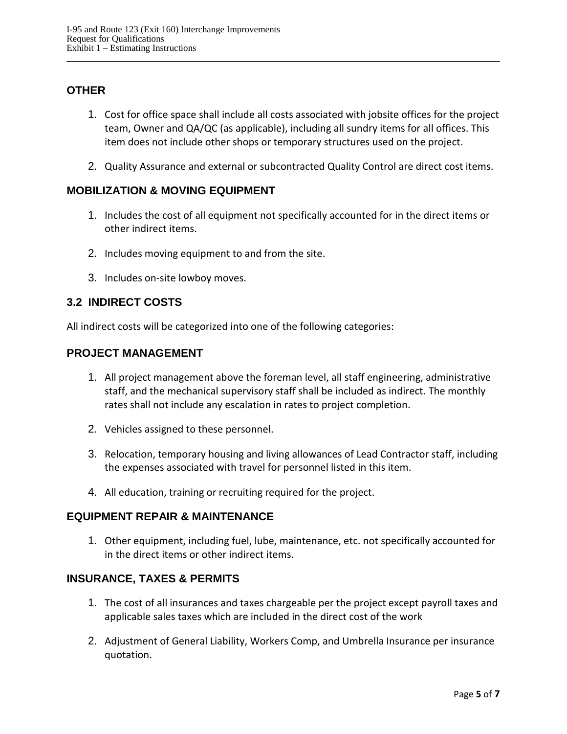### OTHER

1. Cost for office space shall include all costs associated with jobsite offices for the project team, Owner and QA/QC (as applicable), including all sundry items for all offices. This item does not include other shops or temporary structures used on the project.

2. Quality Assurance and external or subcontracted Quality Control are direct cost items.

### MOBILIZATION & MOVING EQUIPMENT

1. Includes the cost of all equipment not specifically accounted for in the direct items or other indirect items.

2. Includes moving equipment to and from the site.

3. Includes on-site lowboy moves.

## 3.2 INDIRECT COSTS

All indirect costs will be categorized into one of the following categories:

### PROJECT MANAGEMENT

1. All project management above the foreman level, all staff engineering, administrative staff, and the mechanical supervisory staff shall be included as indirect. The monthly rates shall not include any escalation in rates to project completion.

2. Vehicles assigned to these personnel.

3. Relocation, temporary housing and living allowances of Lead Contractor staff, including the expenses associated with travel for personnel listed in this item.

4. All education, training or recruiting required for the project.

### EQUIPMENT REPAIR & MAINTENANCE

1. Other equipment, including fuel, lube, maintenance, etc. not specifically accounted for in the direct items or other indirect items.

### INSURANCE, TAXES & PERMITS

1. The cost of all insurances and taxes chargeable per the project except payroll taxes and applicable sales taxes which are included in the direct cost of the work

2. Adjustment of General Liability, Workers Comp, and Umbrella Insurance per insurance quotation.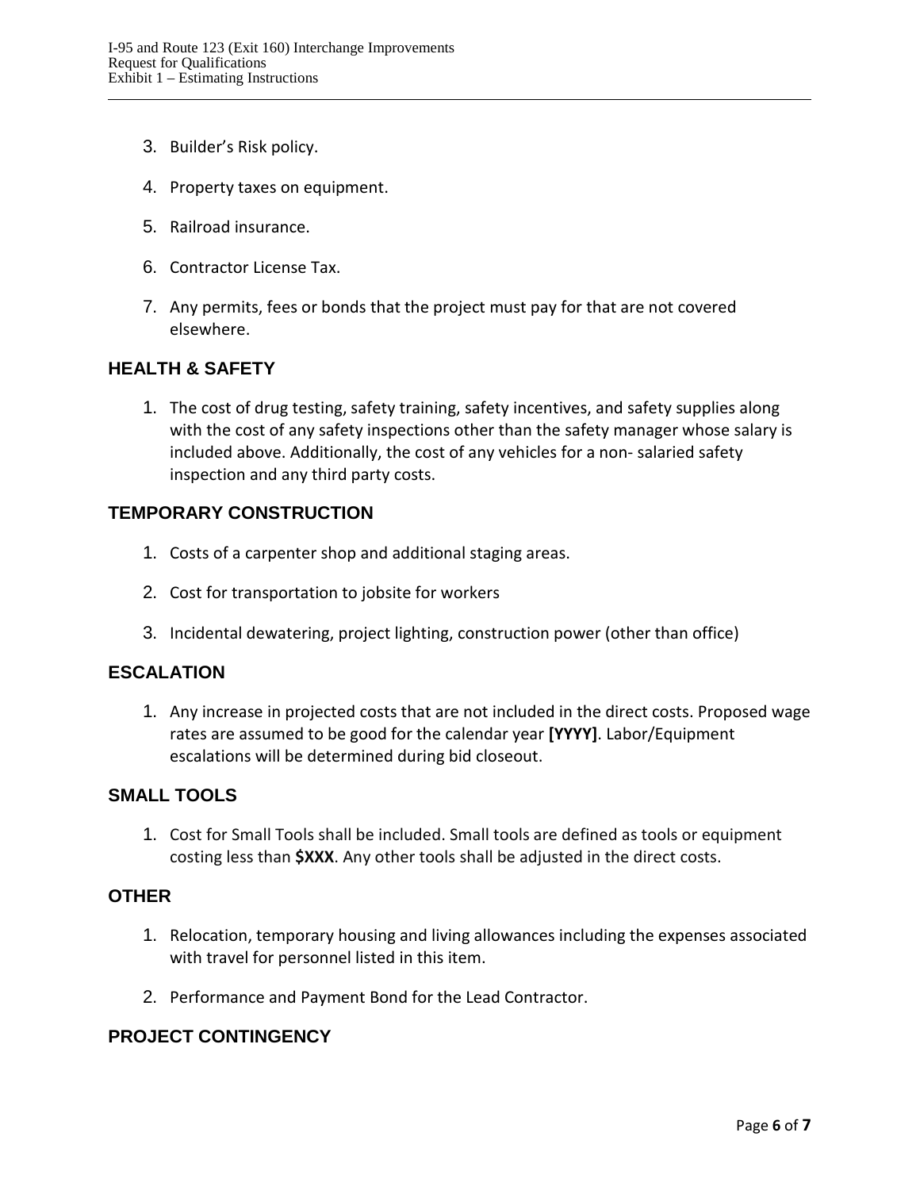3. Builder's Risk policy.

4. Property taxes on equipment.

5. Railroad insurance.

6. Contractor License Tax.

7. Any permits, fees or bonds that the project must pay for that are not covered elsewhere.

## HEALTH & SAFETY

1. The cost of drug testing, safety training, safety incentives, and safety supplies along with the cost of any safety inspections other than the safety manager whose salary is included above. Additionally, the cost of any vehicles for a non- salaried safety inspection and any third party costs.

## TEMPORARY CONSTRUCTION

1. Costs of a carpenter shop and additional staging areas.

2. Cost for transportation to jobsite for workers

3. Incidental dewatering, project lighting, construction power (other than office)

## ESCALATION

1. Any increase in projected costs that are not included in the direct costs. Proposed wage rates are assumed to be good for the calendar year **[YYYY]**. Labor/Equipment escalations will be determined during bid closeout.

## SMALL TOOLS

1. Cost for Small Tools shall be included. Small tools are defined as tools or equipment costing less than **$XXX**. Any other tools shall be adjusted in the direct costs.

## OTHER

1. Relocation, temporary housing and living allowances including the expenses associated with travel for personnel listed in this item.

2. Performance and Payment Bond for the Lead Contractor.

## PROJECT CONTINGENCY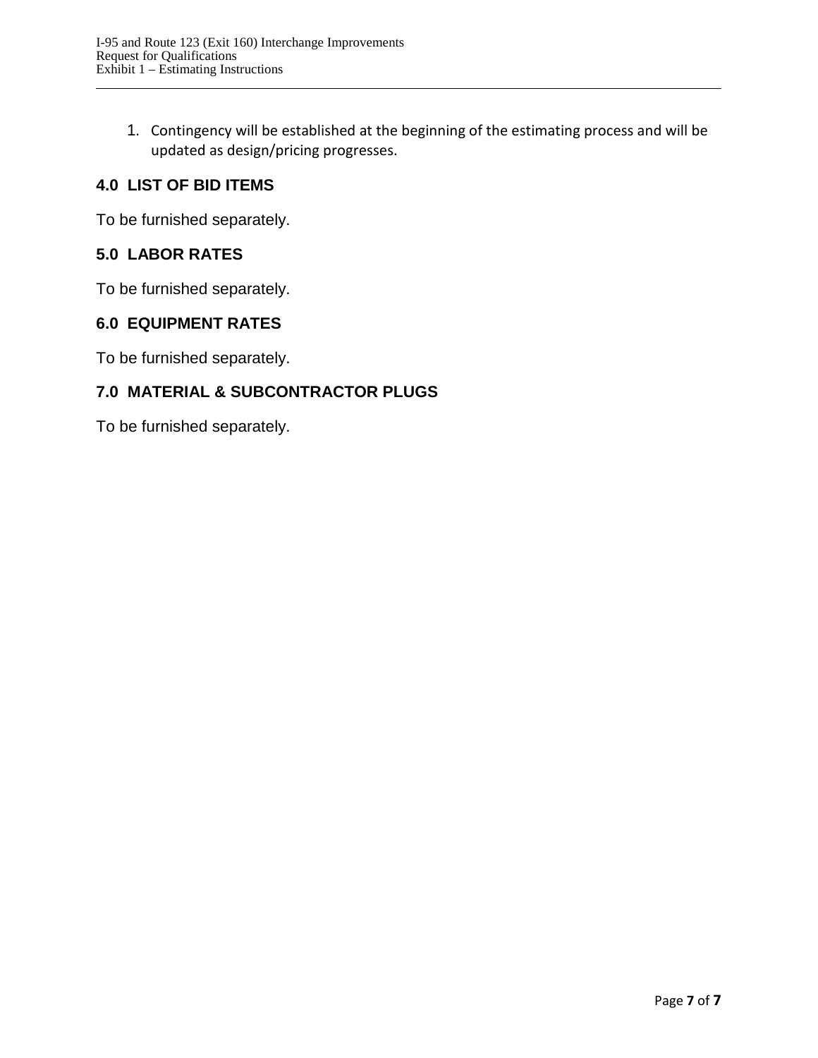1. Contingency will be established at the beginning of the estimating process and will be updated as design/pricing progresses.

## 4.0 LIST OF BID ITEMS

To be furnished separately.

## 5.0 LABOR RATES

To be furnished separately.

## 6.0 EQUIPMENT RATES

To be furnished separately.

## 7.0 MATERIAL & SUBCONTRACTOR PLUGS

To be furnished separately.